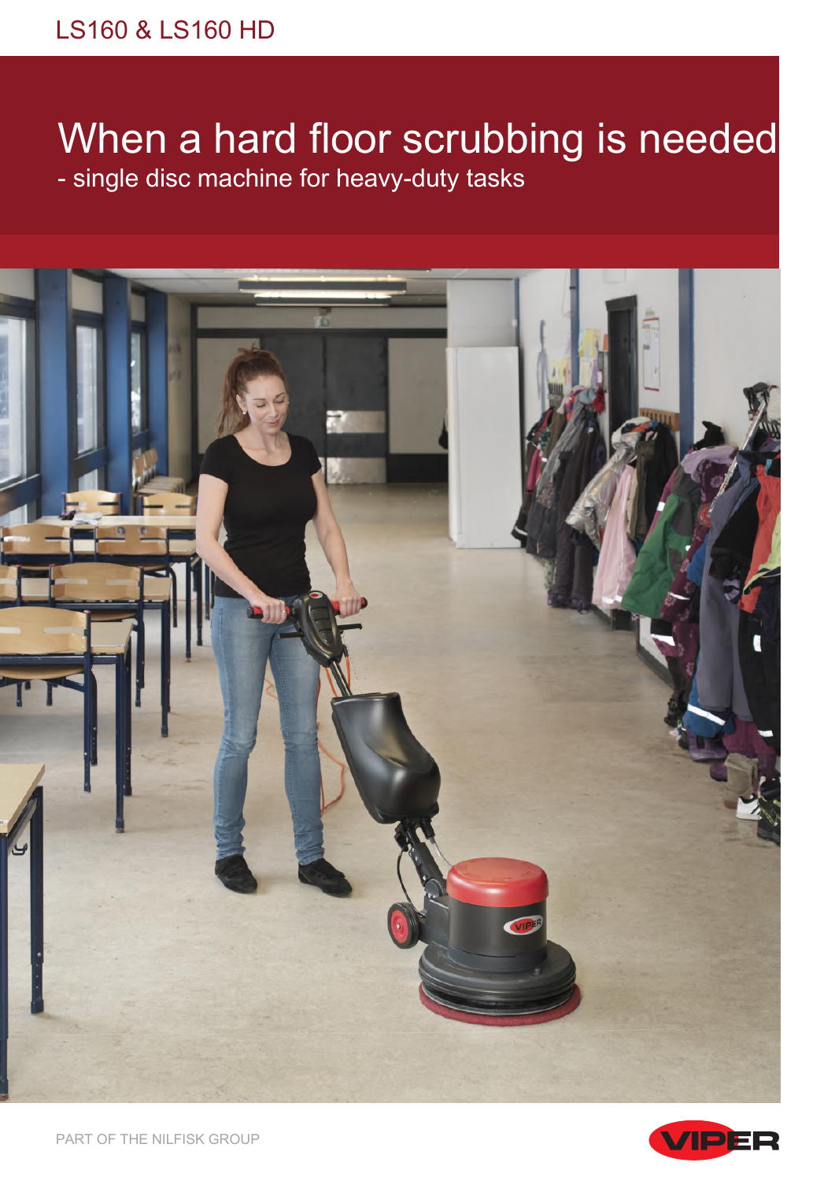LS160 & LS160 HD

# When a hard floor scrubbing is needed

## - single disc machine for heavy-duty tasks

PART OF THE NILFISK GROUP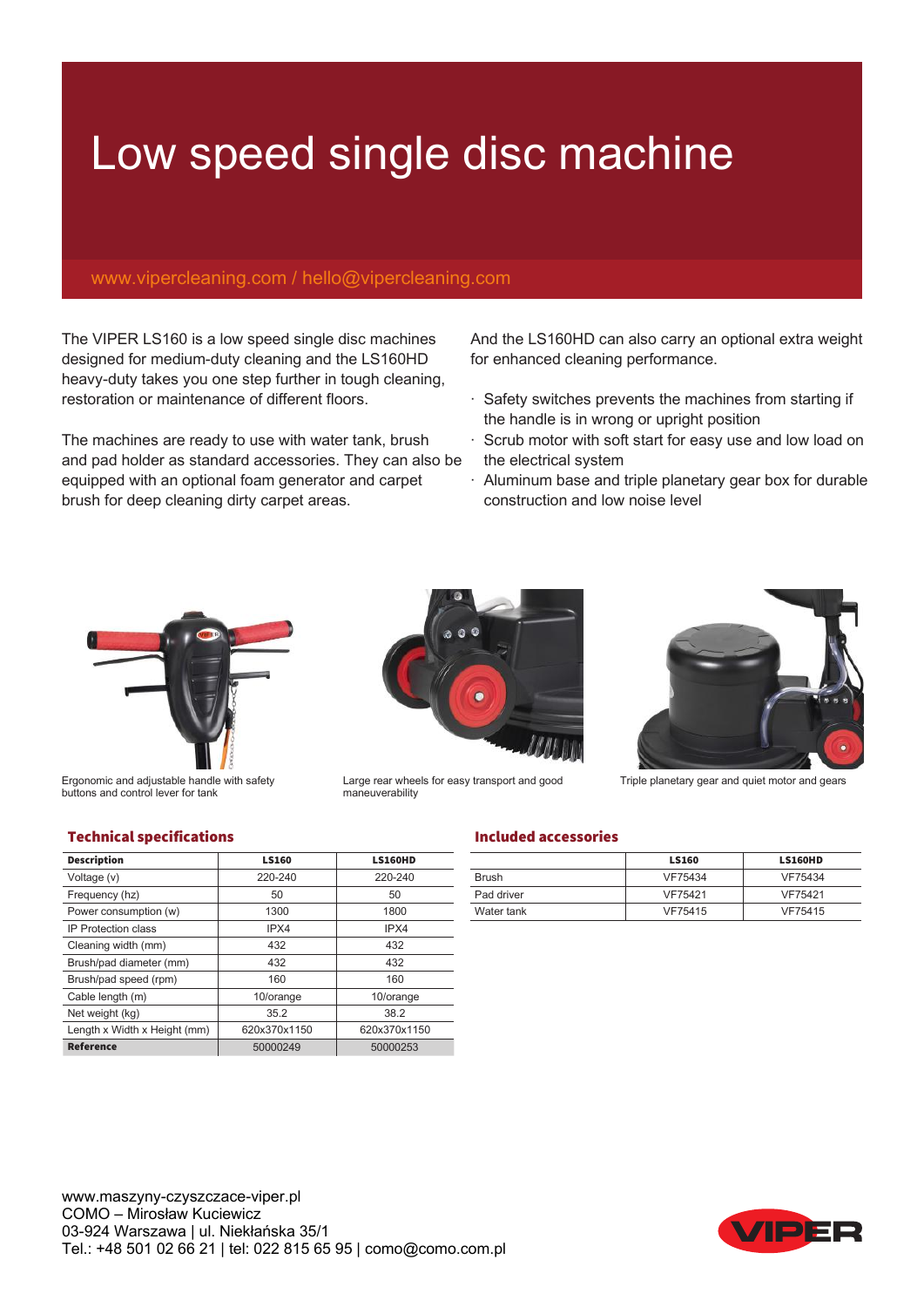# Low speed single disc machine

www.vipercleaning.com / hello@vipercleaning.com

The VIPER LS160 is a low speed single disc machines designed for medium-duty cleaning and the LS160HD heavy-duty takes you one step further in tough cleaning, restoration or maintenance of different floors.

The machines are ready to use with water tank, brush and pad holder as standard accessories. They can also be equipped with an optional foam generator and carpet brush for deep cleaning dirty carpet areas.

And the LS160HD can also carry an optional extra weight for enhanced cleaning performance.

- Safety switches prevents the machines from starting if the handle is in wrong or upright position
- Scrub motor with soft start for easy use and low load on the electrical system
- Aluminum base and triple planetary gear box for durable construction and low noise level

Ergonomic and adjustable handle with safety buttons and control lever for tank

Large rear wheels for easy transport and good maneuverability

Triple planetary gear and quiet motor and gears

## Technical specifications

| Description | LS160 | LS160HD |
|---|---|---|
| Voltage (v) | 220-240 | 220-240 |
| Frequency (hz) | 50 | 50 |
| Power consumption (w) | 1300 | 1800 |
| IP Protection class | IPX4 | IPX4 |
| Cleaning width (mm) | 432 | 432 |
| Brush/pad diameter (mm) | 432 | 432 |
| Brush/pad speed (rpm) | 160 | 160 |
| Cable length (m) | 10/orange | 10/orange |
| Net weight (kg) | 35.2 | 38.2 |
| Length x Width x Height (mm) | 620x370x1150 | 620x370x1150 |
| **Reference** | 50000249 | 50000253 |

## Included accessories

| | LS160 | LS160HD |
|---|---|---|
| Brush | VF75434 | VF75434 |
| Pad driver | VF75421 | VF75421 |
| Water tank | VF75415 | VF75415 |

www.maszyny-czyszczace-viper.pl
COMO – Mirosław Kuciewicz
03-924 Warszawa | ul. Niekłańska 35/1
Tel.: +48 501 02 66 21 | tel: 022 815 65 95 | como@como.com.pl